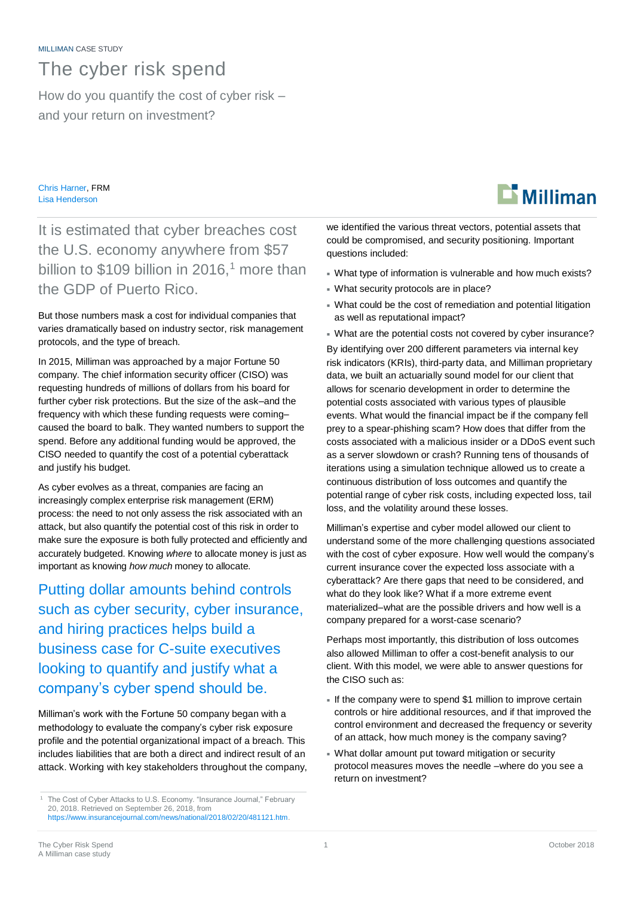MILLIMAN CASE STUDY

# The cyber risk spend

## How do you quantify the cost of cyber risk – and your return on investment?

Chris Harner, FRM
Lisa Henderson

It is estimated that cyber breaches cost the U.S. economy anywhere from $57 billion to $109 billion in 2016,[1] more than the GDP of Puerto Rico.

But those numbers mask a cost for individual companies that varies dramatically based on industry sector, risk management protocols, and the type of breach.

In 2015, Milliman was approached by a major Fortune 50 company. The chief information security officer (CISO) was requesting hundreds of millions of dollars from his board for further cyber risk protections. But the size of the ask–and the frequency with which these funding requests were coming–caused the board to balk. They wanted numbers to support the spend. Before any additional funding would be approved, the CISO needed to quantify the cost of a potential cyberattack and justify his budget.

As cyber evolves as a threat, companies are facing an increasingly complex enterprise risk management (ERM) process: the need to not only assess the risk associated with an attack, but also quantify the potential cost of this risk in order to make sure the exposure is both fully protected and efficiently and accurately budgeted. Knowing *where* to allocate money is just as important as knowing *how much* money to allocate.

**Putting dollar amounts behind controls such as cyber security, cyber insurance, and hiring practices helps build a business case for C-suite executives looking to quantify and justify what a company's cyber spend should be.**

Milliman's work with the Fortune 50 company began with a methodology to evaluate the company's cyber risk exposure profile and the potential organizational impact of a breach. This includes liabilities that are both a direct and indirect result of an attack. Working with key stakeholders throughout the company, we identified the various threat vectors, potential assets that could be compromised, and security positioning. Important questions included:

- What type of information is vulnerable and how much exists?
- What security protocols are in place?
- What could be the cost of remediation and potential litigation as well as reputational impact?
- What are the potential costs not covered by cyber insurance?

By identifying over 200 different parameters via internal key risk indicators (KRIs), third-party data, and Milliman proprietary data, we built an actuarially sound model for our client that allows for scenario development in order to determine the potential costs associated with various types of plausible events. What would the financial impact be if the company fell prey to a spear-phishing scam? How does that differ from the costs associated with a malicious insider or a DDoS event such as a server slowdown or crash? Running tens of thousands of iterations using a simulation technique allowed us to create a continuous distribution of loss outcomes and quantify the potential range of cyber risk costs, including expected loss, tail loss, and the volatility around these losses.

Milliman's expertise and cyber model allowed our client to understand some of the more challenging questions associated with the cost of cyber exposure. How well would the company's current insurance cover the expected loss associate with a cyberattack? Are there gaps that need to be considered, and what do they look like? What if a more extreme event materialized–what are the possible drivers and how well is a company prepared for a worst-case scenario?

Perhaps most importantly, this distribution of loss outcomes also allowed Milliman to offer a cost-benefit analysis to our client. With this model, we were able to answer questions for the CISO such as:

- If the company were to spend $1 million to improve certain controls or hire additional resources, and if that improved the control environment and decreased the frequency or severity of an attack, how much money is the company saving?
- What dollar amount put toward mitigation or security protocol measures moves the needle –where do you see a return on investment?

[1] The Cost of Cyber Attacks to U.S. Economy. "Insurance Journal," February 20, 2018. Retrieved on September 26, 2018, from https://www.insurancejournal.com/news/national/2018/02/20/481121.htm.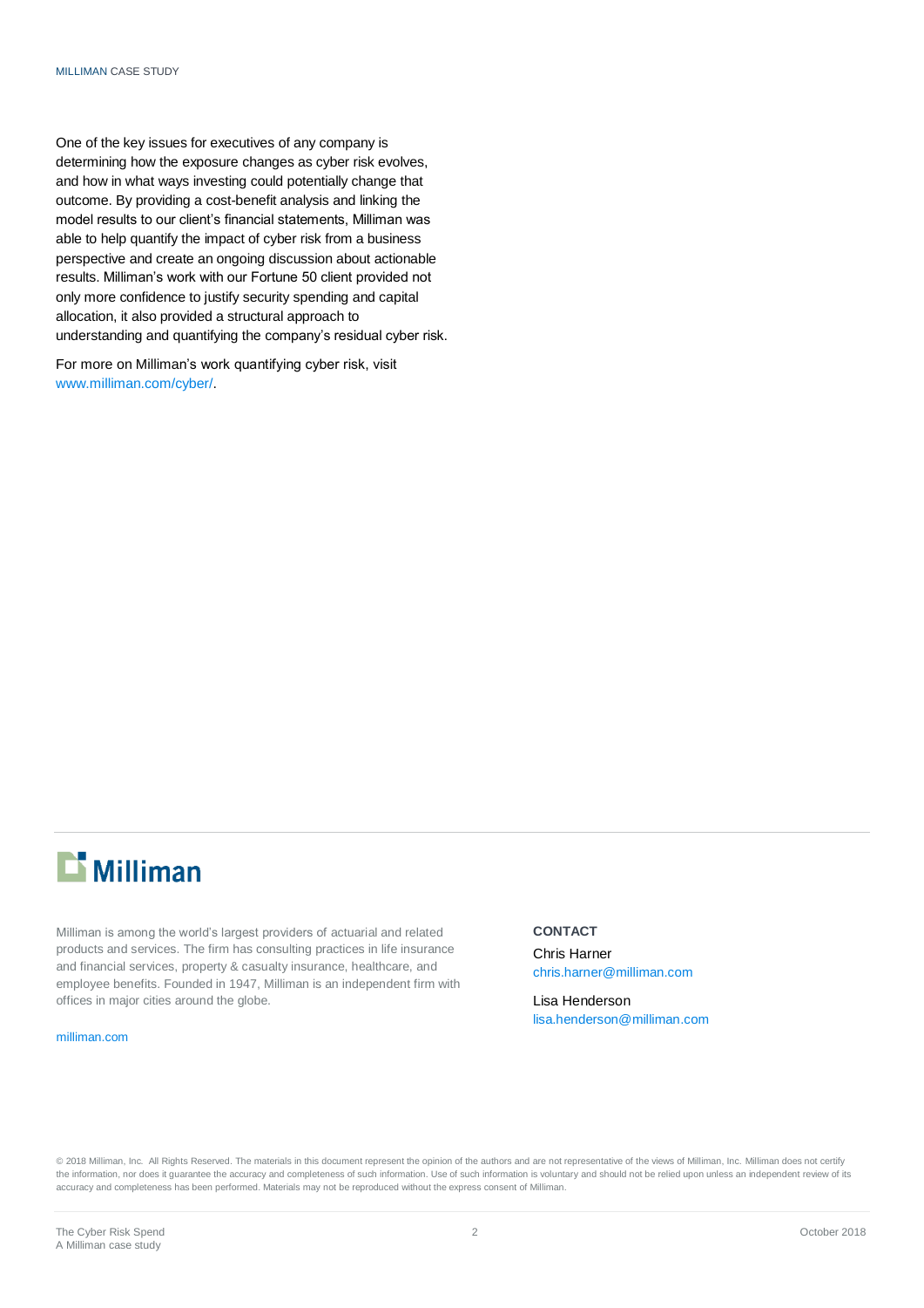One of the key issues for executives of any company is determining how the exposure changes as cyber risk evolves, and how in what ways investing could potentially change that outcome. By providing a cost-benefit analysis and linking the model results to our client's financial statements, Milliman was able to help quantify the impact of cyber risk from a business perspective and create an ongoing discussion about actionable results. Milliman's work with our Fortune 50 client provided not only more confidence to justify security spending and capital allocation, it also provided a structural approach to understanding and quantifying the company's residual cyber risk.

For more on Milliman's work quantifying cyber risk, visit www.milliman.com/cyber/.

Milliman

Milliman is among the world's largest providers of actuarial and related products and services. The firm has consulting practices in life insurance and financial services, property & casualty insurance, healthcare, and employee benefits. Founded in 1947, Milliman is an independent firm with offices in major cities around the globe.

milliman.com

**CONTACT**

Chris Harner
chris.harner@milliman.com

Lisa Henderson
lisa.henderson@milliman.com

© 2018 Milliman, Inc. All Rights Reserved. The materials in this document represent the opinion of the authors and are not representative of the views of Milliman, Inc. Milliman does not certify the information, nor does it guarantee the accuracy and completeness of such information. Use of such information is voluntary and should not be relied upon unless an independent review of its accuracy and completeness has been performed. Materials may not be reproduced without the express consent of Milliman.